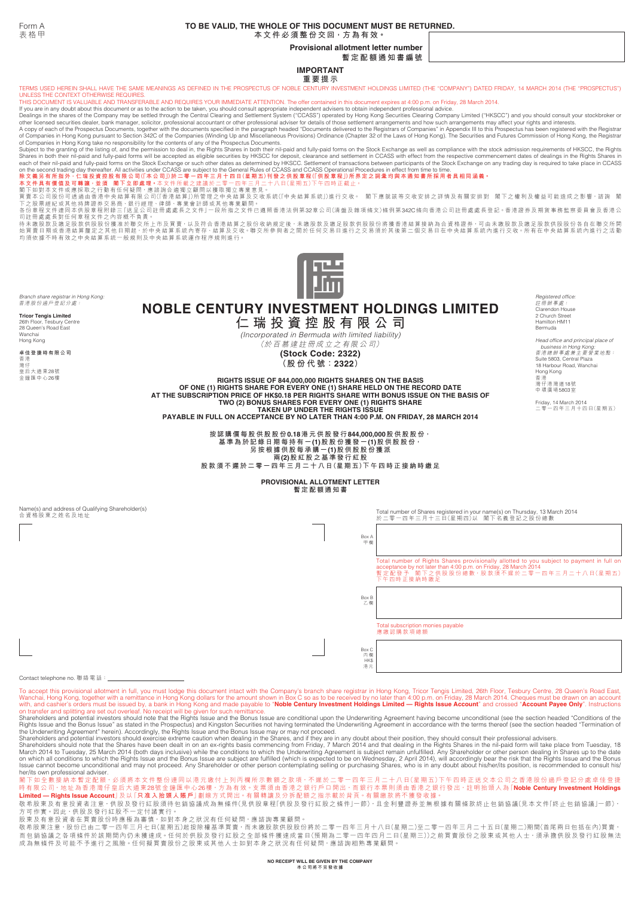Form A
表格甲

**TO BE VALID, THE WHOLE OF THIS DOCUMENT MUST BE RETURNED.**
**本文件必須整份交回，方為有效。**

**Provisional allotment letter number**
**暫定配額通知書編號**

## IMPORTANT
## 重要提示

TERMS USED HEREIN SHALL HAVE THE SAME MEANINGS AS DEFINED IN THE PROSPECTUS OF NOBLE CENTURY INVESTMENT HOLDINGS LIMITED (THE "COMPANY") DATED FRIDAY, 14 MARCH 2014 (THE "PROSPECTUS") UNLESS THE CONTEXT OTHERWISE REQUIRES.

THIS DOCUMENT IS VALUABLE AND TRANSFERABLE AND REQUIRES YOUR IMMEDIATE ATTENTION. The offer contained in this document expires at 4:00 p.m. on Friday, 28 March 2014.

If you are in any doubt about this document or as to the action to be taken, you should consult appropriate independent advisers to obtain independent professional advice.

Dealings in the shares of the Company may be settled through the Central Clearing and Settlement System ("CCASS") operated by Hong Kong Securities Clearing Company Limited ("HKSCC") and you should consult your stockbroker or other licensed securities dealer, bank manager, solicitor, professional accountant or other professional adviser for details of those settlement arrangements and how such arrangements may affect your rights and interests.

A copy of each of the Prospectus Documents, together with the documents specified in the paragraph headed "Documents delivered to the Registrars of Companies" in Appendix III to this Prospectus has been registered with the Registrar of Companies in Hong Kong pursuant to Section 342C of the Companies (Winding Up and Miscellaneous Provisions) Ordinance (Chapter 32 of the Laws of Hong Kong). The Securities and Futures Commission of Hong Kong, the Registrar of Companies in Hong Kong take no responsibility for the contents of any of the Prospectus Documents.

Subject to the granting of the listing of, and the permission to deal in, the Rights Shares in both their nil-paid and fully-paid forms on the Stock Exchange as well as compliance with the stock admission requirements of HKSCC, the Rights Shares in both their nil-paid and fully-paid forms will be accepted as eligible securities by HKSCC for deposit, clearance and settlement in CCASS with effect from the respective commencement dates of dealings in the Rights Shares in each of their nil-paid and fully-paid forms on the Stock Exchange or such other dates as determined by HKSCC. Settlement of transactions between participants of the Stock Exchange on any trading day is required to take place in CCASS on the second trading day thereafter. All activities under CCASS are subject to the General Rules of CCASS and CCASS Operational Procedures in effect from time to time.

**除文義另有所指外，仁瑞投資控股有限公司（「本公司」）於二零一四年三月十四日（星期五）刊發之供股章程（「供股章程」）所界定之詞彙均與本通知書所採用者具相同涵義。**

**本文件具有價值及可轉讓，並須　閣下立即處理。**本文件所載之建議於二零一四年三月二十八日（星期五）下午四時正截止。

閣下如對本文件或應採取之行動有任何疑問，應諮詢合適獨立顧問以獲取獨立專業意見。

買賣本公司股份可透過由香港中央結算有限公司（「香港結算」）所管理之中央結算及交收系統（「中央結算系統」）進行交收。　閣下應就該等交收安排之詳情及有關安排對　閣下之權利及權益可能造成之影響，諮詢　閣下之股票經紀或其他持牌證券交易商、銀行經理、律師、專業會計師或其他專業顧問。

各份章程文件連同本供股章程附錄三「送呈公司註冊處處長之文件」一段所指之文件已遵照香港法例第32章公司（清盤及雜項條文）條例第342C條向香港公司註冊處處長登記。香港證券及期貨事務監察委員會及香港公司註冊處處長對任何章程文件之內容概不負責。

待未繳股款及繳足股款供股股份獲准於聯交所上市及買賣，以及符合香港結算之股份收納規定後，未繳股款及繳足股款供股股份將獲香港結算接納為合資格證券，可由未繳股款及繳足股款供股股份各自在聯交所開始買賣日期或香港結算釐定之其他日期起，於中央結算系統內寄存、結算及交收。聯交所參與者之間於任何交易日進行之交易須於其後第二個交易日在中央結算系統內進行交收。所有在中央結算系統內進行之活動均須依據不時有效之中央結算系統一般規則及中央結算系統運作程序規則進行。

Branch share registrar in Hong Kong:
香港股份過戶登記分處：

**Tricor Tengis Limited**
26th Floor, Tesbury Centre
28 Queen's Road East
Wanchai
Hong Kong

**卓佳登捷時有限公司**
香港
灣仔
皇后大道東28號
金鐘匯中心26樓

# NOBLE CENTURY INVESTMENT HOLDINGS LIMITED
# 仁瑞投資控股有限公司

*(Incorporated in Bermuda with limited liability)*
*（於百慕達註冊成立之有限公司）*

**(Stock Code: 2322)**
**（股份代號：2322）**

Registered office:
註冊辦事處：
Clarendon House
2 Church Street
Hamilton HM11
Bermuda

Head office and principal place of business in Hong Kong:
香港總辦事處兼主要營業地點：
Suite 5803, Central Plaza
18 Harbour Road, Wanchai
Hong Kong
香港
灣仔港灣道18號
中環廣場5803室

Friday, 14 March 2014
二零一四年三月十四日（星期五）

**RIGHTS ISSUE OF 844,000,000 RIGHTS SHARES ON THE BASIS OF ONE (1) RIGHTS SHARE FOR EVERY ONE (1) SHARE HELD ON THE RECORD DATE AT THE SUBSCRIPTION PRICE OF HK$0.18 PER RIGHTS SHARE WITH BONUS ISSUE ON THE BASIS OF TWO (2) BONUS SHARES FOR EVERY ONE (1) RIGHTS SHARE TAKEN UP UNDER THE RIGHTS ISSUE PAYABLE IN FULL ON ACCEPTANCE BY NO LATER THAN 4:00 P.M. ON FRIDAY, 28 MARCH 2014**

**按認購價每股供股股份0.18港元供股發行844,000,000股供股股份，基準為於記錄日期每持有一(1)股股份獲發一(1)股供股股份，另按根據供股每承購一(1)股供股股份獲派兩(2)股紅股之基準發行紅股**
**股款須不遲於二零一四年三月二十八日（星期五）下午四時正接納時繳足**

## PROVISIONAL ALLOTMENT LETTER
## 暫定配額通知書

Name(s) and address of Qualifying Shareholder(s)
合資格股東之姓名及地址

Total number of Shares registered in your name(s) on Thursday, 13 March 2014
於二零一四年三月十三日（星期四）以　閣下名義登記之股份總數

Box A
甲欄

Total number of Rights Shares provisionally allotted to you subject to payment in full on acceptance by not later than 4:00 p.m. on Friday, 28 March 2014
暫定配發予　閣下之供股股份總數，股款須不遲於二零一四年三月二十八日（星期五）下午四時正接納時繳足

Box B
乙欄

Total subscription monies payable
應繳認購款項總額

Box C
丙欄
HK$
港元

Contact telephone no. 聯絡電話：

To accept this provisional allotment in full, you must lodge this document intact with the Company's branch share registrar in Hong Kong, Tricor Tengis Limited, 26th Floor, Tesbury Centre, 28 Queen's Road East, Wanchai, Hong Kong, together with a remittance in Hong Kong dollars for the amount shown in Box C so as to be received by no later than 4:00 p.m. on Friday, 28 March 2014. Cheques must be drawn on an account with, and cashier's orders must be issued by, a bank in Hong Kong and made payable to "**Noble Century Investment Holdings Limited — Rights Issue Account**" and crossed "**Account Payee Only**". Instructions on transfer and splitting are set out overleaf. No receipt will be given for such remittance.

Shareholders and potential investors should note that the Rights Issue and the Bonus Issue are conditional upon the Underwriting Agreement having become unconditional (see the section headed "Conditions of the Rights Issue and the Bonus Issue" as stated in the Prospectus) and Kingston Securities not having terminated the Underwriting Agreement in accordance with the terms thereof (see the section headed "Termination of the Underwriting Agreement" herein). Accordingly, the Rights Issue and the Bonus Issue may or may not proceed.

Shareholders and potential investors should exercise extreme caution when dealing in the Shares, and if they are in any doubt about their position, they should consult their professional advisers.

Shareholders should note that the Shares have been dealt in on an ex-rights basis commencing from Friday, 7 March 2014 and that dealing in the Rights Shares in the nil-paid form will take place from Tuesday, 18 March 2014 to Tuesday, 25 March 2014 (both days inclusive) while the conditions to which the Underwriting Agreement is subject remain unfulfilled. Any Shareholder or other person dealing in Shares up to the date on which all conditions to which the Rights Issue and the Bonus Issue are subject are fulfilled (which is expected to be on Wednesday, 2 April 2014), will accordingly bear the risk that the Rights Issue and the Bonus Issue cannot become unconditional and may not proceed. Any Shareholder or other person contemplating selling or purchasing Shares, who is in any doubt about his/her/its position, is recommended to consult his/her/its own professional adviser.

閣下如全數接納本暫定配額，必須將本文件整份連同以港元繳付上列丙欄所示數額之款項，不遲於二零一四年三月二十八日（星期五）下午四時正送交本公司之香港股份過戶登記分處卓佳登捷時有限公司，地址為香港灣仔皇后大道東28號金鐘匯中心26樓，方為有效。支票須由香港之銀行戶口開出，而銀行本票則須由香港之銀行發出，註明抬頭人為「**Noble Century Investment Holdings Limited — Rights Issue Account**」及以「**只准入抬頭人賬戶**」劃線方式開出。有關轉讓及分拆配額之指示載於背頁。有關繳款將不獲發收據。

敬希股東及有意投資者注意，供股及發行紅股須待包銷協議成為無條件（見供股章程「供股及發行紅股之條件」一節），且金利豐證券並無根據有關條款終止包銷協議（見本文件「終止包銷協議」一節），方可作實。因此，供股及發行紅股不一定付諸實行。

股東及有意投資者在買賣股份時應極為審慎，如對本身之狀況有任何疑問，應諮詢專業顧問。

敬希股東注意，股份已由二零一四年三月七日（星期五）起按除權基準買賣，而未繳股款供股股份將於二零一四年三月十八日（星期二）至二零一四年三月二十五日（星期二）期間（首尾兩日包括在內）買賣，而包銷協議之各項條件於該期間內仍未獲達成。任何於供股及發行紅股之全部條件獲達成當日（預期為二零一四年四月二日（星期三））之前買賣股份之股東或其他人士，須承擔供股及發行紅股無法成為無條件及可能不予進行之風險。任何擬買賣股份之股東或其他人士如對本身之狀況有任何疑問，應諮詢相熟專業顧問。

**NO RECEIPT WILL BE GIVEN BY THE COMPANY**
**本公司將不另發收據**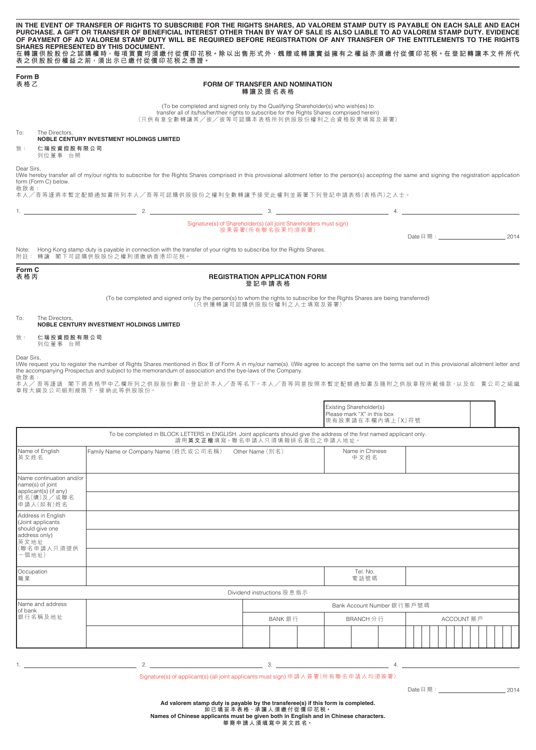**IN THE EVENT OF TRANSFER OF RIGHTS TO SUBSCRIBE FOR THE RIGHTS SHARES, AD VALOREM STAMP DUTY IS PAYABLE ON EACH SALE AND EACH PURCHASE. A GIFT OR TRANSFER OF BENEFICIAL INTEREST OTHER THAN BY WAY OF SALE IS ALSO LIABLE TO AD VALOREM STAMP DUTY. EVIDENCE OF PAYMENT OF AD VALOREM STAMP DUTY WILL BE REQUIRED BEFORE REGISTRATION OF ANY TRANSFER OF THE ENTITLEMENTS TO THE RIGHTS SHARES REPRESENTED BY THIS DOCUMENT.**

**在轉讓供股股份之認購權時，每項買賣均須繳付從價印花稅。除以出售形式外，餽贈或轉讓實益擁有之權益亦須繳付從價印花稅。在登記轉讓本文件所代表之供股股份權益之前，須出示已繳付從價印花稅之憑證。**

**Form B**
**表格乙**

## FORM OF TRANSFER AND NOMINATION
## 轉讓及提名表格

(To be completed and signed only by the Qualifying Shareholder(s) who wish(es) to transfer all of its/his/her/their rights to subscribe for the Rights Shares comprised herein)
（只供有意全數轉讓其／彼／彼等可認購本表格所列供股股份權利之合資格股東填寫及簽署）

To: The Directors,
**NOBLE CENTURY INVESTMENT HOLDINGS LIMITED**

致： **仁瑞投資控股有限公司**
列位董事 台照

Dear Sirs,

I/We hereby transfer all of my/our rights to subscribe for the Rights Shares comprised in this provisional allotment letter to the person(s) accepting the same and signing the registration application form (Form C) below.

敬啟者：

本人／吾等謹將本暫定配額通知書所列本人／吾等可認購供股股份之權利全數轉讓予接受此權利並簽署下列登記申請表格（表格丙）之人士。

1. ______________ 2. ______________ 3. ______________ 4. ______________

Signature(s) of Shareholder(s) (all joint Shareholders must sign)
股東簽署（所有聯名股東均須簽署）

Date 日期：______________ 2014

Note: Hong Kong stamp duty is payable in connection with the transfer of your rights to subscribe for the Rights Shares.
附註：轉讓 閣下可認購供股股份之權利須繳納香港印花稅。

**Form C**
**表格丙**

## REGISTRATION APPLICATION FORM
## 登記申請表格

(To be completed and signed only by the person(s) to whom the rights to subscribe for the Rights Shares are being transferred)
（只供獲轉讓可認購供股股份權利之人士填寫及簽署）

To: The Directors,
**NOBLE CENTURY INVESTMENT HOLDINGS LIMITED**

致： **仁瑞投資控股有限公司**
列位董事 台照

Dear Sirs,

I/We request you to register the number of Rights Shares mentioned in Box B of Form A in my/our name(s). I/We agree to accept the same on the terms set out in this provisional allotment letter and the accompanying Prospectus and subject to the memorandum of association and the bye-laws of the Company.

敬啟者：

本人／吾等謹請 閣下將表格甲中乙欄所列之供股股份數目，登記於本人／吾等名下。本人／吾等同意按照本暫定配額通知書及隨附之供股章程所載條款，以及在 貴公司之組織章程大綱及公司細則規限下，接納此等供股股份。

| Existing Shareholder(s) Please mark "X" in this box 現有股東請在本欄內填上「X」符號 | |
|---|---|

To be completed in BLOCK LETTERS in ENGLISH. Joint applicants should give the address of the first named applicant only.
請用**英文正楷**填寫。聯名申請人只須填報排名首位之申請人地址。

| | | | | |
|---|---|---|---|---|
| Name of English 英文姓名 | Family Name or Company Name（姓氏或公司名稱） | Other Name（別名） | Name in Chinese 中文姓名 | |
| Name continuation and/or name(s) of joint applicant(s) (if any) 姓名（續）及／或聯名申請人（如有）姓名 | | | | |
| Address in English (Joint applicants should give one address only) 英文地址（聯名申請人只須提供一個地址） | | | | |
| Occupation 職業 | | | Tel. No. 電話號碼 | |

Dividend instructions 股息指示

| Name and address of bank 銀行名稱及地址 | | Bank Account Number 銀行賬戶號碼 | | |
|---|---|---|---|---|
| | | BANK 銀行 | BRANCH 分行 | ACCOUNT 賬戶 |
| | | | | |

1. ______________ 2. ______________ 3. ______________ 4. ______________

Signature(s) of applicant(s) (all joint applicants must sign) 申請人簽署（所有聯名申請人均須簽署）

Date 日期：______________ 2014

**Ad valorem stamp duty is payable by the transferee(s) if this form is completed.**
**如已填妥本表格，承讓人須繳付從價印花稅。**
**Names of Chinese applicants must be given both in English and in Chinese characters.**
**華裔申請人須填寫中英文姓名。**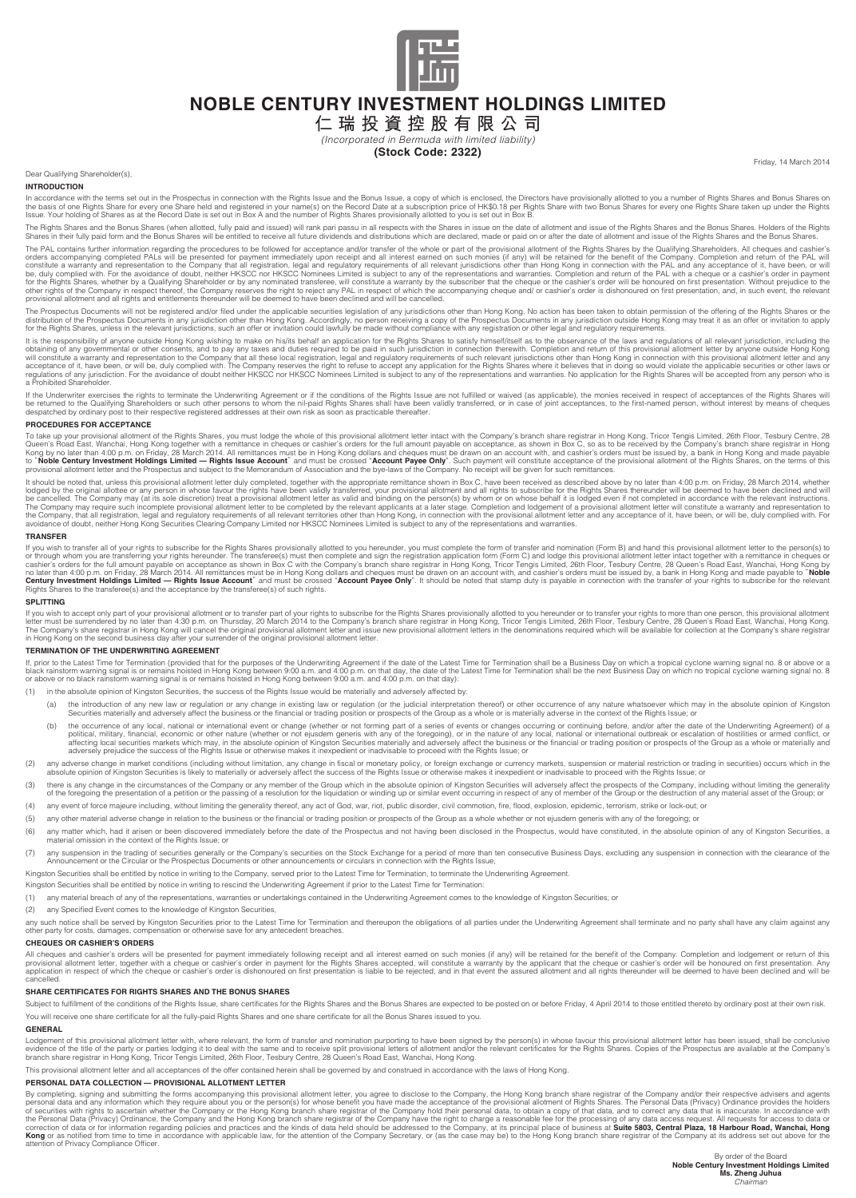# NOBLE CENTURY INVESTMENT HOLDINGS LIMITED

## 仁瑞投資控股有限公司

*(Incorporated in Bermuda with limited liability)*

**(Stock Code: 2322)**

Friday, 14 March 2014

Dear Qualifying Shareholder(s),

### INTRODUCTION

In accordance with the terms set out in the Prospectus in connection with the Rights Issue and the Bonus Issue, a copy of which is enclosed, the Directors have provisionally allotted to you a number of Rights Shares and Bonus Shares on the basis of one Rights Share for every one Share held and registered in your name(s) on the Record Date at a subscription price of HK$0.18 per Rights Share with two Bonus Shares for every one Rights Share taken up under the Rights Issue. Your holding of Shares as at the Record Date is set out in Box A and the number of Rights Shares provisionally allotted to you is set out in Box B.

The Rights Shares and the Bonus Shares (when allotted, fully paid and issued) will rank pari passu in all respects with the Shares in issue on the date of allotment and issue of the Rights Shares and the Bonus Shares. Holders of the Rights Shares in their fully paid form and the Bonus Shares will be entitled to receive all future dividends and distributions which are declared, made or paid on or after the date of allotment and issue of the Rights Shares and the Bonus Shares.

The PAL contains further information regarding the procedures to be followed for acceptance and/or transfer of the whole or part of the provisional allotment of the Rights Shares by the Qualifying Shareholders. All cheques and cashier's orders accompanying completed PALs will be presented for payment immediately upon receipt and all interest earned on such monies (if any) will be retained for the benefit of the Company. Completion and return of the PAL will constitute a warranty and representation to the Company that all registration, legal and regulatory requirements of all relevant jurisdictions other than Hong Kong in connection with the PAL and any acceptance of it, have been, or will be, duly complied with. For the avoidance of doubt, neither HKSCC nor HKSCC Nominees Limited is subject to any of the representations and warranties. Completion and return of the PAL with a cheque or a cashier's order in payment for the Rights Shares, whether by a Qualifying Shareholder or by any nominated transferee, will constitute a warranty by the subscriber that the cheque or the cashier's order will be honoured on first presentation. Without prejudice to the other rights of the Company in respect thereof, the Company reserves the right to reject any PAL in respect of which the accompanying cheque and/ or cashier's order is dishonoured on first presentation, and, in such event, the relevant provisional allotment and all rights and entitlements thereunder will be deemed to have been declined and will be cancelled.

The Prospectus Documents will not be registered and/or filed under the applicable securities legislation of any jurisdictions other than Hong Kong. No action has been taken to obtain permission of the offering of the Rights Shares or the distribution of the Prospectus Documents in any jurisdiction other than Hong Kong. Accordingly, no person receiving a copy of the Prospectus Documents in any jurisdiction outside Hong Kong may treat it as an offer or invitation to apply for the Rights Shares, unless in the relevant jurisdictions, such an offer or invitation could lawfully be made without compliance with any registration or other legal and regulatory requirements.

It is the responsibility of anyone outside Hong Kong wishing to make on his/its behalf an application for the Rights Shares to satisfy himself/itself as to the observance of the laws and regulations of all relevant jurisdiction, including the obtaining of any governmental or other consents, and to pay any taxes and duties required to be paid in such jurisdiction in connection therewith. Completion and return of this provisional allotment letter by anyone outside Hong Kong will constitute a warranty and representation to the Company that all these local registration, legal and regulatory requirements of such relevant jurisdictions other than Hong Kong in connection with this provisional allotment letter and any acceptance of it, have been, or will be, duly complied with. The Company reserves the right to refuse to accept any application for the Rights Shares where it believes that in doing so would violate the applicable securities or other laws or regulations of any jurisdiction. For the avoidance of doubt neither HKSCC nor HKSCC Nominees Limited is subject to any of the representations and warranties. No application for the Rights Shares will be accepted from any person who is a Prohibited Shareholder.

If the Underwriter exercises the rights to terminate the Underwriting Agreement or if the conditions of the Rights Issue are not fulfilled or waived (as applicable), the monies received in respect of acceptances of the Rights Shares will be returned to the Qualifying Shareholders or such other persons to whom the nil-paid Rights Shares shall have been validly transferred, or in case of joint acceptances, to the first-named person, without interest by means of cheques despatched by ordinary post to their respective registered addresses at their own risk as soon as practicable thereafter.

### PROCEDURES FOR ACCEPTANCE

To take up your provisional allotment of the Rights Shares, you must lodge the whole of this provisional allotment letter intact with the Company's branch share registrar in Hong Kong, Tricor Tengis Limited, 26th Floor, Tesbury Centre, 28 Queen's Road East, Wanchai, Hong Kong together with a remittance in cheques or cashier's orders for the full amount payable on acceptance, as shown in Box C, so as to be received by the Company's branch share registrar in Hong Kong by no later than 4:00 p.m. on Friday, 28 March 2014. All remittances must be in Hong Kong dollars and cheques must be drawn on an account with, and cashier's orders must be issued by, a bank in Hong Kong and made payable to "**Noble Century Investment Holdings Limited — Rights Issue Account**" and must be crossed "**Account Payee Only**". Such payment will constitute acceptance of the provisional allotment of the Rights Shares, on the terms of this provisional allotment letter and the Prospectus and subject to the Memorandum of Association and the bye-laws of the Company. No receipt will be given for such remittances.

It should be noted that, unless this provisional allotment letter duly completed, together with the appropriate remittance shown in Box C, have been received as described above by no later than 4:00 p.m. on Friday, 28 March 2014, whether lodged by the original allottee or any person in whose favour the rights have been validly transferred, your provisional allotment and all rights to subscribe for the Rights Shares thereunder will be deemed to have been declined and will be cancelled. The Company may (at its sole discretion) treat a provisional allotment letter as valid and binding on the person(s) by whom or on whose behalf it is lodged even if not completed in accordance with the relevant instructions. The Company may require such incomplete provisional allotment letter to be completed by the relevant applicants at a later stage. Completion and lodgement of a provisional allotment letter will constitute a warranty and representation to the Company, that all registration, legal and regulatory requirements of all relevant territories other than Hong Kong, in connection with the provisional allotment letter and any acceptance of it, have been, or will be, duly complied with. For avoidance of doubt, neither Hong Kong Securities Clearing Company Limited nor HKSCC Nominees Limited is subject to any of the representations and warranties.

### TRANSFER

If you wish to transfer all of your rights to subscribe for the Rights Shares provisionally allotted to you hereunder, you must complete the form of transfer and nomination (Form B) and hand this provisional allotment letter to the person(s) to or through whom you are transferring your rights hereunder. The transferee(s) must then complete and sign the registration application form (Form C) and lodge this provisional allotment letter intact together with a remittance in cheques or cashier's orders for the full amount payable on acceptance as shown in Box C with the Company's branch share registrar in Hong Kong, Tricor Tengis Limited, 26th Floor, Tesbury Centre, 28 Queen's Road East, Wanchai, Hong Kong by no later than 4:00 p.m. on Friday, 28 March 2014. All remittances must be in Hong Kong dollars and cheques must be drawn on an account with, and cashier's orders must be issued by, a bank in Hong Kong and made payable to "**Noble Century Investment Holdings Limited — Rights Issue Account**" and must be crossed "**Account Payee Only**". It should be noted that stamp duty is payable in connection with the transfer of your rights to subscribe for the relevant Rights Shares to the transferee(s) and the acceptance by the transferee(s) of such rights.

### SPLITTING

If you wish to accept only part of your provisional allotment or to transfer part of your rights to subscribe for the Rights Shares provisionally allotted to you hereunder or to transfer your rights to more than one person, this provisional allotment letter must be surrendered by no later than 4:30 p.m. on Thursday, 20 March 2014 to the Company's branch share registrar in Hong Kong, Tricor Tengis Limited, 26th Floor, Tesbury Centre, 28 Queen's Road East, Wanchai, Hong Kong. The Company's share registrar in Hong Kong will cancel the original provisional allotment letter and issue new provisional allotment letters in the denominations required which will be available for collection at the Company's share registrar in Hong Kong on the second business day after your surrender of the original provisional allotment letter.

### TERMINATION OF THE UNDERWRITING AGREEMENT

If, prior to the Latest Time for Termination (provided that for the purposes of the Underwriting Agreement if the date of the Latest Time for Termination shall be a Business Day on which a tropical cyclone warning signal no. 8 or above or a black rainstorm warning signal is or remains hoisted in Hong Kong between 9:00 a.m. and 4:00 p.m. on that day, the date of the Latest Time for Termination shall be the next Business Day on which no tropical cyclone warning signal no. 8 or above or no black rainstorm warning signal is or remains hoisted in Hong Kong between 9:00 a.m. and 4:00 p.m. on that day):

(1) in the absolute opinion of Kingston Securities, the success of the Rights Issue would be materially and adversely affected by:

   (a) the introduction of any new law or regulation or any change in existing law or regulation (or the judicial interpretation thereof) or other occurrence of any nature whatsoever which may in the absolute opinion of Kingston Securities materially and adversely affect the business or the financial or trading position or prospects of the Group as a whole or is materially adverse in the context of the Rights Issue; or

   (b) the occurrence of any local, national or international event or change (whether or not forming part of a series of events or changes occurring or continuing before, and/or after the date of the Underwriting Agreement) of a political, military, financial, economic or other nature (whether or not ejusdem generis with any of the foregoing), or in the nature of any local, national or international outbreak or escalation of hostilities or armed conflict, or affecting local securities markets which may, in the absolute opinion of Kingston Securities materially and adversely affect the business or the financial or trading position or prospects of the Group as a whole or materially and adversely prejudice the success of the Rights Issue or otherwise makes it inexpedient or inadvisable to proceed with the Rights Issue; or

(2) any adverse change in market conditions (including without limitation, any change in fiscal or monetary policy, or foreign exchange or currency markets, suspension or material restriction or trading in securities) occurs which in the absolute opinion of Kingston Securities is likely to materially or adversely affect the success of the Rights Issue or otherwise makes it inexpedient or inadvisable to proceed with the Rights Issue; or

(3) there is any change in the circumstances of the Company or any member of the Group which in the absolute opinion of Kingston Securities will adversely affect the prospects of the Company, including without limiting the generality of the foregoing the presentation of a petition or the passing of a resolution for the liquidation or winding up or similar event occurring in respect of any of member of the Group or the destruction of any material asset of the Group; or

(4) any event of force majeure including, without limiting the generality thereof, any act of God, war, riot, public disorder, civil commotion, fire, flood, explosion, epidemic, terrorism, strike or lock-out; or

(5) any other material adverse change in relation to the business or the financial or trading position or prospects of the Group as a whole whether or not ejusdem generis with any of the foregoing; or

(6) any matter which, had it arisen or been discovered immediately before the date of the Prospectus and not having been disclosed in the Prospectus, would have constituted, in the absolute opinion of any of Kingston Securities, a material omission in the context of the Rights Issue; or

(7) any suspension in the trading of securities generally or the Company's securities on the Stock Exchange for a period of more than ten consecutive Business Days, excluding any suspension in connection with the clearance of the Announcement or the Circular or the Prospectus Documents or other announcements or circulars in connection with the Rights Issue,

Kingston Securities shall be entitled by notice in writing to the Company, served prior to the Latest Time for Termination, to terminate the Underwriting Agreement.

Kingston Securities shall be entitled by notice in writing to rescind the Underwriting Agreement if prior to the Latest Time for Termination:

(1) any material breach of any of the representations, warranties or undertakings contained in the Underwriting Agreement comes to the knowledge of Kingston Securities; or

(2) any Specified Event comes to the knowledge of Kingston Securities,

any such notice shall be served by Kingston Securities prior to the Latest Time for Termination and thereupon the obligations of all parties under the Underwriting Agreement shall terminate and no party shall have any claim against any other party for costs, damages, compensation or otherwise save for any antecedent breaches.

### CHEQUES OR CASHIER'S ORDERS

All cheques and cashier's orders will be presented for payment immediately following receipt and all interest earned on such monies (if any) will be retained for the benefit of the Company. Completion and lodgement or return of this provisional allotment letter, together with a cheque or cashier's order in payment for the Rights Shares accepted, will constitute a warranty by the applicant that the cheque or cashier's order will be honoured on first presentation. Any application in respect of which the cheque or cashier's order is dishonoured on first presentation is liable to be rejected, and in that event the assured allotment and all rights thereunder will be deemed to have been declined and will be cancelled.

### SHARE CERTIFICATES FOR RIGHTS SHARES AND THE BONUS SHARES

Subject to fulfillment of the conditions of the Rights Issue, share certificates for the Rights Shares and the Bonus Shares are expected to be posted on or before Friday, 4 April 2014 to those entitled thereto by ordinary post at their own risk.

You will receive one share certificate for all the fully-paid Rights Shares and one share certificate for all the Bonus Shares issued to you.

### GENERAL

Lodgement of this provisional allotment letter with, where relevant, the form of transfer and nomination purporting to have been signed by the person(s) in whose favour this provisional allotment letter has been issued, shall be conclusive evidence of the title of the party or parties lodging it to deal with the same and to receive split provisional letters of allotment and/or the relevant certificates for the Rights Shares. Copies of the Prospectus are available at the Company's branch share registrar in Hong Kong, Tricor Tengis Limited, 26th Floor, Tesbury Centre, 28 Queen's Road East, Wanchai, Hong Kong.

This provisional allotment letter and all acceptances of the offer contained herein shall be governed by and construed in accordance with the laws of Hong Kong.

### PERSONAL DATA COLLECTION — PROVISIONAL ALLOTMENT LETTER

By completing, signing and submitting the forms accompanying this provisional allotment letter, you agree to disclose to the Company, the Hong Kong branch share registrar of the Company and/or their respective advisers and agents personal data and any information which they require about you or the person(s) for whose benefit you have made the acceptance of the provisional allotment of Rights Shares. The Personal Data (Privacy) Ordinance provides the holders of securities with rights to ascertain whether the Company or the Hong Kong branch share registrar of the Company hold their personal data, to obtain a copy of that data, and to correct any data that is inaccurate. In accordance with the Personal Data (Privacy) Ordinance, the Company and the Hong Kong branch share registrar of the Company have the right to charge a reasonable fee for the processing of any data access request. All requests for access to data or correction of data or for information regarding policies and practices and the kinds of data held should be addressed to the Company, at its principal place of business at **Suite 5803, Central Plaza, 18 Harbour Road, Wanchai, Hong Kong** or as notified from time to time in accordance with applicable law, for the attention of the Company Secretary, or (as the case may be) to the Hong Kong branch share registrar of the Company at its address set out above for the attention of Privacy Compliance Officer.

By order of the Board
**Noble Century Investment Holdings Limited**
**Ms. Zheng Juhua**
*Chairman*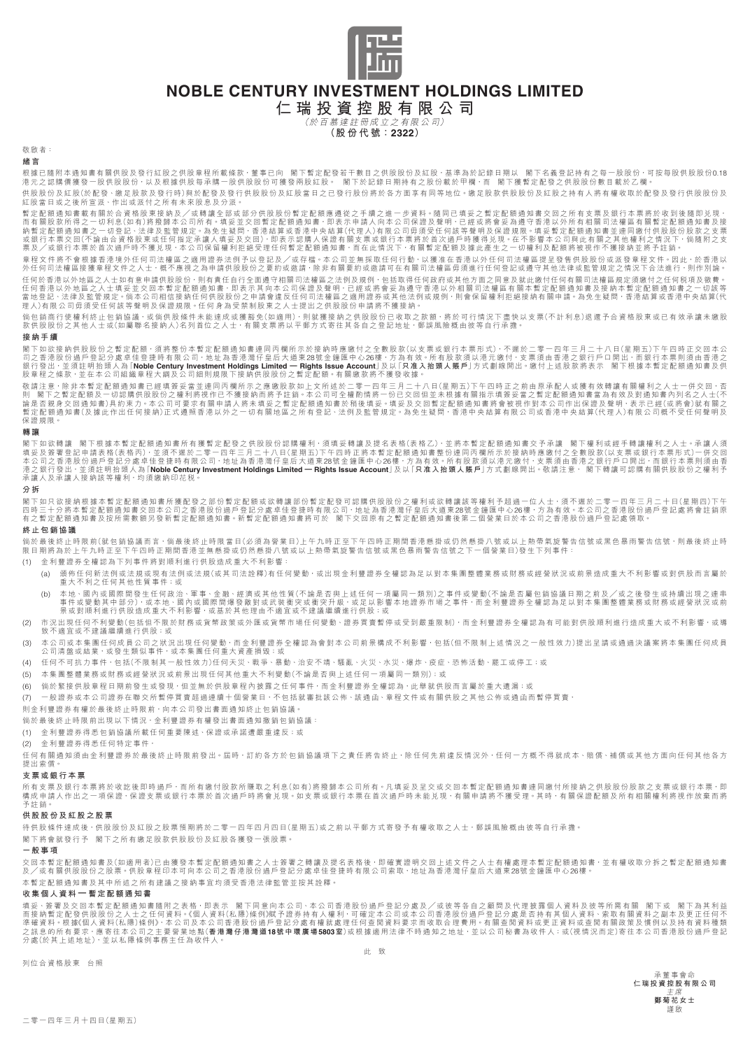# NOBLE CENTURY INVESTMENT HOLDINGS LIMITED

# 仁瑞投資控股有限公司

*（於百慕達註冊成立之有限公司）*

**（股份代號：2322）**

敬啟者：

## 緒言

根據已隨附本通知書有關供股及發行紅股之供股章程所載條款，董事已向 閣下暫定配發若干數目之供股股份及紅股，基準為於記錄日期以 閣下名義登記持有之每一股股份，可按每供股股份0.18港元之認購價獲發一股供股股份，以及根據供股每承購一股供股股份可獲發兩股紅股。 閣下於記錄日期持有之股份數目載於甲欄，而 閣下獲暫定配發之供股股份數目載於乙欄。

供股股份及紅股(於配發、繳足股款及發行時)與於配發及發行供股股份及紅股當日之已發行股份將於各方面享有同等地位。繳足股款供股股份及紅股之持有人將有權收取於配發及發行供股股份及紅股當日或之後所宣派、作出或派付之所有未來股息及分派。

暫定配額通知書載有關於合資格股東接納及／或轉讓全部或部分供股股份暫定配額應遵從之手續之進一步資料。隨同已填妥之暫定配額通知書交回之所有支票及銀行本票將於收到後隨即兌現，而有關股款所得之一切利息(如有)將撥歸本公司所有。填妥並交回暫定配額通知書，即表示申請人向本公司保證及聲明，已經或將會妥為遵守香港以外所有相關司法權區有關暫定配額通知書及接納暫定配額通知書之一切登記、法律及監管規定。為免生疑問，香港結算或香港中央結算(代理人)有限公司毋須受任何該等聲明及保證規限。填妥暫定配額通知書並連同繳付供股股份股款之支票或銀行本票交回(不論由合資格股東或任何指定承讓人填妥及交回)，即表示認購人保證有關支票或銀行本票將於首次過戶時獲得兌現。在不影響本公司與此有關之其他權利之情況下，倘隨附之支票及／或銀行本票於首次過戶時不獲兌現，本公司保留權利拒絕受理任何暫定配額通知書，而在此情況下，有關暫定配額及據此產生之一切權利及配額將被視作不獲接納並將予註銷。

章程文件將不會根據香港境外任何司法權區之適用證券法例予以登記及／或存檔。本公司並無採取任何行動，以獲准在香港以外任何司法權區提呈發售供股股份或派發章程文件。因此，於香港以外任何司法權區接獲章程文件之人士，概不應視之為申請供股股份之要約或邀請，除非有關要約或邀請可在有關司法權區毋須進行任何登記或遵守其他法律或監管規定之情況下合法進行，則作別論。

任何於香港以外地區之人士如有意申請供股股份，則有責任自行全面遵守相關司法權區之法例及規例，包括取得任何政府或其他方面之同意及就此繳付任何有關司法權區規定須繳付之任何稅項及徵費。任何香港以外地區之人士填妥並交回本暫定配額通知書，即表示其向本公司保證及聲明，已經或將會妥為遵守香港以外相關司法權區有關本暫定配額通知書及接納本暫定配額通知書之一切該等登記、法律及監管規定。倘本公司相信接納任何供股股份之申請會違反任何司法權區之適用證券或其他法例或規例，則會保留權利拒絕接納有關申請。為免生疑問，香港結算或香港中央結算(代理人)有限公司毋須受任何該等聲明及保證規限。任何身為受禁制股東之人士提出之供股股份申請將不獲接納。

倘包銷商終止包銷協議，或倘供股條件未能達成或獲豁免(如適用)，則就獲接納之供股股份已收取之款項，將於可行情況下盡快以支票(不計利息)退還予合資格股東或已有效承讓未繳股款供股股份之其他人士(如屬聯名接納人)名列首位之人士，有關支票將以平郵方式寄往其各自之登記地址，郵誤風險概由彼等自行承擔。

## 接納手續

閣下如欲接納供股股份之暫定配額，須將整份本暫定配額通知書連同丙欄所示於接納時應繳付之全數股款(以支票或銀行本票形式)，不遲於二零一四年三月二十八日(星期五)下午四時正交回本公司之香港股份過戶登記分處卓佳登捷時有限公司，地址為香港灣仔皇后大道東28號金鐘匯中心26樓，方為有效。所有股款須以港元繳付，支票須由香港之銀行戶口開出，而銀行本票則須由香港之銀行發出，並須註明抬頭人為「**Noble Century Investment Holdings Limited — Rights Issue Account**」及以「**只准入抬頭人賬戶**」方式劃線開出。繳付上述股款將表示 閣下根據本暫定配額通知書及供股章程之條款，並在本公司組織章程大綱及公司細則規限下接納供股股份之暫定配額。有關繳款將不獲發收據。

敬請注意，除非本暫定配額通知書已經填妥並連同丙欄所示之應繳股款如上文所述於二零一四年三月二十八日(星期五)下午四時正之前由原承配人或獲有效轉讓有關權利之人士一併交回，否則 閣下之暫定配額及一切據此所獲供股股份之權利將被視作已不獲接納而將予註銷。本公司可全權酌情將一份已交回但並未根據有關指示填妥之暫定配額通知書當為有效及對遞交人或代表遞交人士具有約束力。本公司可要求有關申請人將未填妥之暫定配額通知書於稍後填妥。填妥及交回暫定配額通知書將會被視作對本公司作出保證及聲明，表示已經(或將會)就有關之暫定配額通知書(及據此作出任何接納)正式遵照香港以外之一切有關地區之所有登記，法例及監管規定。為免生疑問，香港中央結算有限公司或香港中央結算(代理人)有限公司概不受任何聲明及保證規限。

## 轉讓

閣下如欲轉讓 閣下根據本暫定配額通知書所有獲暫定配發之供股股份認購權利，須填妥及簽署轉讓及提名表格(表格乙)，並將本暫定配額通知書交予承讓 閣下權利或經手轉讓權利之人士。承讓人須填妥及簽署登記申請表格(表格丙)，並須不遲於二零一四年三月二十八日(星期五)下午四時正將本暫定配額通知書整份連同丙欄所示於接納時應繳付之全數股款(以支票或銀行本票形式)一併交回本公司之香港股份過戶登記分處卓佳登捷時有限公司，地址為香港灣仔皇后大道東28號金鐘匯中心26樓，方為有效。所有股款須以港元繳付，支票須由香港之銀行戶口開出，而銀行本票則須由香港之銀行發出，並須註明抬頭人為「**Noble Century Investment Holdings Limited — Rights Issue Account**」及以「**只准入抬頭人賬戶**」方式劃線開出。敬請注意， 閣下轉讓可認購有關供股股份之權利予承讓人及承讓人接納該等權利，均須繳納印花稅。

## 分拆

閣下如只欲接納根據本暫定配額通知書所獲配發之部份暫定配額或欲轉讓部份暫定配額可認購供股股份之權利或欲轉讓該等權利予超過一位人士，須不遲於二零一四年三月二十日(星期四)下午四時三十分將本暫定配額通知書交回本公司之香港股份過戶登記分處卓佳登捷時有限公司，地址為香港灣仔皇后大道東28號金鐘匯中心26樓，方為有效。本公司之香港股份過戶登記處將會註銷原有之暫定配額通知書及按所需數額另發新暫定配額通知書。新暫定配額通知書將可於 閣下交回原有之暫定配額通知書後第二個營業日於本公司之香港股份過戶登記處領取。

## 終止包銷協議

倘於最後終止時限前(就包銷協議而言，倘最後終止時限當日(必須為營業日)上午九時正至下午四時正期間香港懸掛或仍然懸掛八號或以上熱帶氣旋警告信號或黑色暴雨警告信號，則最後終止時限日期將為於上午九時正至下午四時正期間香港並無懸掛或仍然懸掛八號或以上熱帶氣旋警告信號或黑色暴雨警告信號之下一個營業日)發生下列事件：

(1) 金利豐證券全權認為下列事件將對順利進行供股造成重大不利影響：

   (a) 頒佈任何新法例或法規或現有法例或法規(或其司法詮釋)有任何變動，或出現金利豐證券全權認為足以對本集團整體業務或財務或經營狀況或前景造成重大不利影響或對供股而言屬於重大不利之任何其他性質事件；或

   (b) 本地、國內或國際間發生任何政治、軍事、金融、經濟或其他性質(不論是否與上述任何一項屬同一類別)之事件或變動(不論是否屬包銷協議日期之前及／或之後發生或持續出現之連串事件或變動其中部分)，或本地、國內或國際間爆發敵對或武裝衝突或衝突升級，或足以影響本地證券市場之事件，而金利豐證券全權認為足以對本集團整體業務或財務或經營狀況或前景或對順利進行供股造成重大不利影響，或基於其他理由不適宜或不建議繼續進行供股；或

(2) 市況出現任何不利變動(包括但不限於財務或貨幣政策或外匯或貨幣市場任何變動、證券買賣暫停或受到嚴重限制)，而金利豐證券全權認為有可能對供股順利進行造成重大或不利影響，或導致不適宜或不建議繼續進行供股；或

(3) 本公司或本集團任何成員公司之狀況出現任何變動，而金利豐證券全權認為會對本公司前景構成不利影響，包括(但不限制上述情況之一般性效力)提出呈請或通過決議案將本集團任何成員公司清盤或結業，或發生類似事件，或本集團任何重大資產損毀；或

(4) 任何不可抗力事件，包括(不限制其一般性效力)任何天災、戰爭、暴動、治安不靖、騷亂、火災、水災、爆炸、疫症、恐怖活動、罷工或停工；或

(5) 本集團整體業務或財務或經營狀況或前景出現任何其他重大不利變動(不論是否與上述任何一項屬同一類別)；或

(6) 倘於緊接供股章程日期前發生或發現，但並無於供股章程內披露之任何事項，而金利豐證券全權認為，此舉就供股而言屬於重大遺漏；或

(7) 一般證券或本公司證券在聯交所暫停買賣超過連續十個營業日，不包括就審批該公佈、該通函、章程文件或有關供股之其他公佈或通函而暫停買賣，

則金利豐證券有權於最後終止時限前，向本公司發出書面通知終止包銷協議。

倘於最後終止時限前出現以下情況，金利豐證券有權發出書面通知撤銷包銷協議：

(1) 金利豐證券得悉包銷協議所載任何重要陳述、保證或承諾遭嚴重違反；或

(2) 金利豐證券得悉任何特定事件。

任何有關通知須由金利豐證券於最後終止時限前發出。屆時，訂約各方於包銷協議項下之責任將告終止，除任何先前違反情況外，任何一方概不得就成本、賠償、補償或其他方面向任何其他各方提出索償。

## 支票或銀行本票

所有支票及銀行本票將於收訖後即時過戶，而所有繳付股款所賺取之利息(如有)將撥歸本公司所有。凡填妥及呈交或交回本暫定配額通知書連同繳付所接納之供股股份股款之支票或銀行本票，即構成申請人作出之一項保證，保證支票或銀行本票於首次過戶時將會兌現。如支票或銀行本票在首次過戶時未能兌現，有關申請將不獲受理。其時，有關保證配額及所有相關權利將視作放棄而將予註銷。

## 供股股份及紅股之股票

待供股條件達成後，供股股份及紅股之股票預期將於二零一四年四月四日(星期五)或之前以平郵方式寄發予有權收取之人士，郵誤風險概由彼等自行承擔。

閣下將會就發行予 閣下之所有繳足股款供股股份及紅股各獲發一張股票。

## 一般事項

交回本暫定配額通知書及(如適用者)已由獲發本暫定配額通知書之人士簽署之轉讓及提名表格後，即確實證明交回上述文件之人士有權處理本暫定配額通知書，並有權收取分拆之暫定配額通知書及／或有關供股股份之股票。供股章程印本可向本公司之香港股份過戶登記分處卓佳登捷時有限公司索取，地址為香港灣仔皇后大道東28號金鐘匯中心26樓。

本暫定配額通知書及其中所述之所有建議之接納事宜均須受香港法律監管並按其詮釋。

## 收集個人資料 — 暫定配額通知書

填妥、簽署及交回本暫定配額通知書隨附之表格，即表示 閣下同意向本公司、本公司香港股份過戶登記分處及／或彼等各自之顧問及代理披露個人資料及彼等所需有關 閣下或 閣下為其利益而接納暫定配發供股股份之人士之任何資料。《個人資料(私隱)條例》賦予證券持有人權利，可確定本公司或本公司香港股份過戶登記分處是否持有其個人資料，索取有關資料之副本及更正任何不準確資料。根據《個人資料(私隱)條例》，本公司及本公司香港股份過戶登記分處有權就處理任何查閱資料要求而收取合理費用。有關查閱資料或更正資料或查閱有關政策及慣例以及持有資料種類之訊息的所有要求，應寄往本公司之主要營業地點(**香港灣仔港灣道18號中環廣場5803室**)或根據適用法律不時通知之地址，並以公司秘書為收件人；或(視情況而定)寄往本公司香港股份過戶登記分處(於上述地址)，並以私隱條例事務主任為收件人。

此 致

列位合資格股東 台照

承董事會命
**仁瑞投資控股有限公司**
*主席*
**鄭菊花女士**
謹啟

二零一四年三月十四日(星期五)